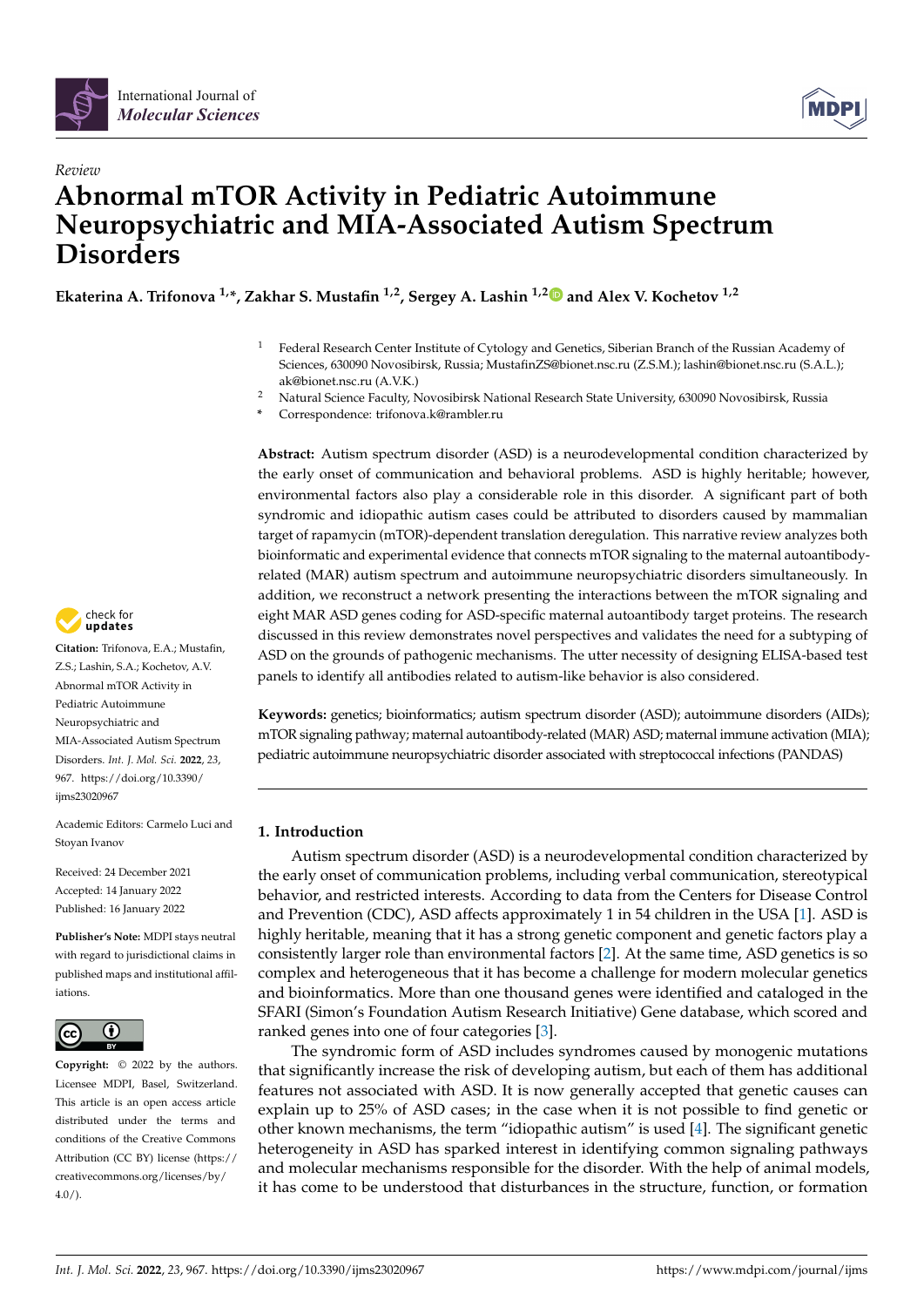*Review*

# Abnormal mTOR Activity in Pediatric Autoimmune Neuropsychiatric and MIA-Associated Autism Spectrum Disorders

**Ekaterina A. Trifonova [1,*], Zakhar S. Mustafin [1,2], Sergey A. Lashin [1,2] and Alex V. Kochetov [1,2]**

[1] Federal Research Center Institute of Cytology and Genetics, Siberian Branch of the Russian Academy of Sciences, 630090 Novosibirsk, Russia; MustafinZS@bionet.nsc.ru (Z.S.M.); lashin@bionet.nsc.ru (S.A.L.); ak@bionet.nsc.ru (A.V.K.)

[2] Natural Science Faculty, Novosibirsk National Research State University, 630090 Novosibirsk, Russia

[*] Correspondence: trifonova.k@rambler.ru

**Abstract:** Autism spectrum disorder (ASD) is a neurodevelopmental condition characterized by the early onset of communication and behavioral problems. ASD is highly heritable; however, environmental factors also play a considerable role in this disorder. A significant part of both syndromic and idiopathic autism cases could be attributed to disorders caused by mammalian target of rapamycin (mTOR)-dependent translation deregulation. This narrative review analyzes both bioinformatic and experimental evidence that connects mTOR signaling to the maternal autoantibody-related (MAR) autism spectrum and autoimmune neuropsychiatric disorders simultaneously. In addition, we reconstruct a network presenting the interactions between the mTOR signaling and eight MAR ASD genes coding for ASD-specific maternal autoantibody target proteins. The research discussed in this review demonstrates novel perspectives and validates the need for a subtyping of ASD on the grounds of pathogenic mechanisms. The utter necessity of designing ELISA-based test panels to identify all antibodies related to autism-like behavior is also considered.

**Keywords:** genetics; bioinformatics; autism spectrum disorder (ASD); autoimmune disorders (AIDs); mTOR signaling pathway; maternal autoantibody-related (MAR) ASD; maternal immune activation (MIA); pediatric autoimmune neuropsychiatric disorder associated with streptococcal infections (PANDAS)

**Citation:** Trifonova, E.A.; Mustafin, Z.S.; Lashin, S.A.; Kochetov, A.V. Abnormal mTOR Activity in Pediatric Autoimmune Neuropsychiatric and MIA-Associated Autism Spectrum Disorders. *Int. J. Mol. Sci.* **2022**, *23*, 967. https://doi.org/10.3390/ijms23020967

Academic Editors: Carmelo Luci and Stoyan Ivanov

Received: 24 December 2021
Accepted: 14 January 2022
Published: 16 January 2022

**Publisher's Note:** MDPI stays neutral with regard to jurisdictional claims in published maps and institutional affiliations.

**Copyright:** © 2022 by the authors. Licensee MDPI, Basel, Switzerland. This article is an open access article distributed under the terms and conditions of the Creative Commons Attribution (CC BY) license (https://creativecommons.org/licenses/by/4.0/).

## 1. Introduction

Autism spectrum disorder (ASD) is a neurodevelopmental condition characterized by the early onset of communication problems, including verbal communication, stereotypical behavior, and restricted interests. According to data from the Centers for Disease Control and Prevention (CDC), ASD affects approximately 1 in 54 children in the USA [1]. ASD is highly heritable, meaning that it has a strong genetic component and genetic factors play a consistently larger role than environmental factors [2]. At the same time, ASD genetics is so complex and heterogeneous that it has become a challenge for modern molecular genetics and bioinformatics. More than one thousand genes were identified and cataloged in the SFARI (Simon's Foundation Autism Research Initiative) Gene database, which scored and ranked genes into one of four categories [3].

The syndromic form of ASD includes syndromes caused by monogenic mutations that significantly increase the risk of developing autism, but each of them has additional features not associated with ASD. It is now generally accepted that genetic causes can explain up to 25% of ASD cases; in the case when it is not possible to find genetic or other known mechanisms, the term "idiopathic autism" is used [4]. The significant genetic heterogeneity in ASD has sparked interest in identifying common signaling pathways and molecular mechanisms responsible for the disorder. With the help of animal models, it has come to be understood that disturbances in the structure, function, or formation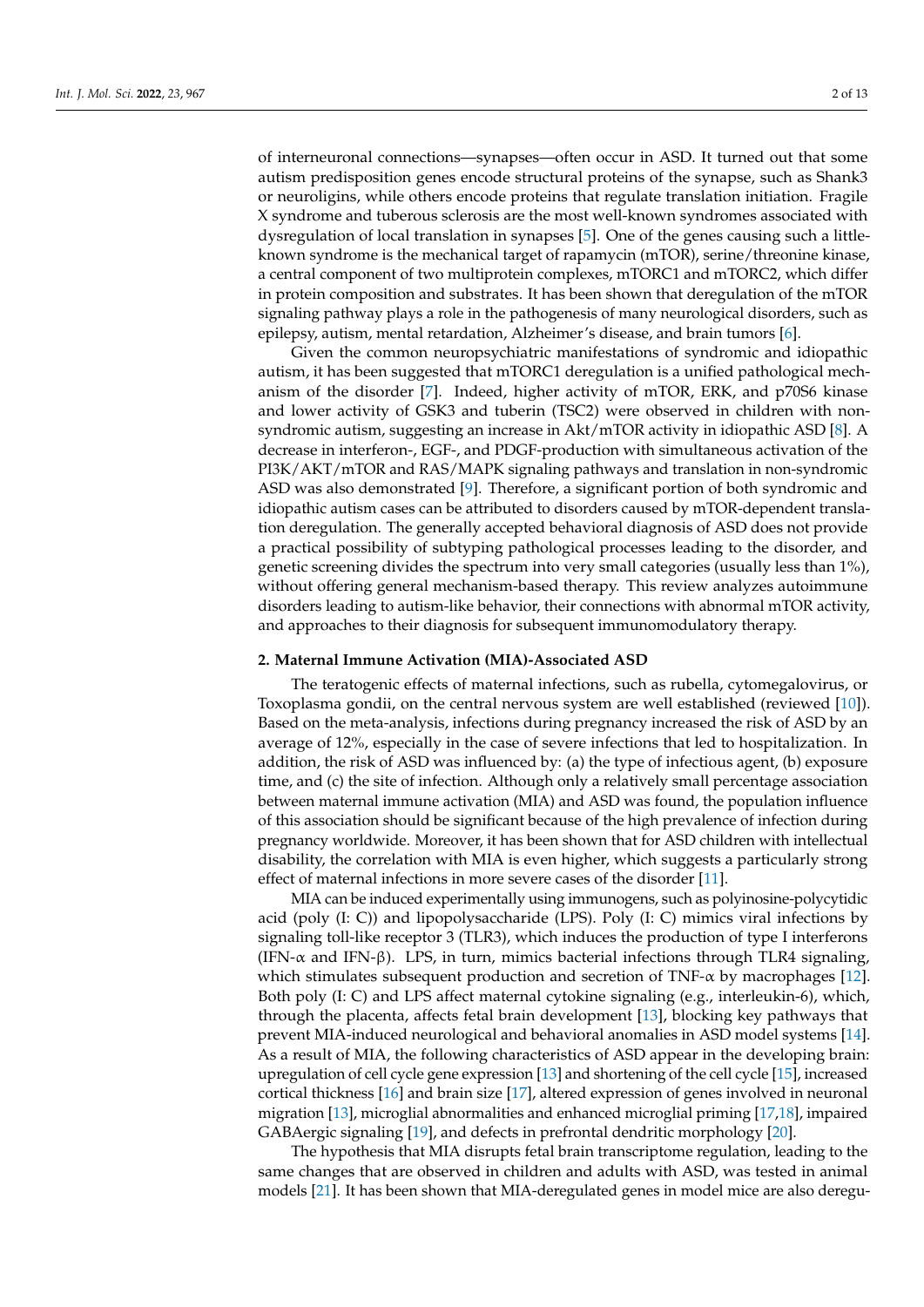of interneuronal connections—synapses—often occur in ASD. It turned out that some autism predisposition genes encode structural proteins of the synapse, such as Shank3 or neuroligins, while others encode proteins that regulate translation initiation. Fragile X syndrome and tuberous sclerosis are the most well-known syndromes associated with dysregulation of local translation in synapses [5]. One of the genes causing such a little-known syndrome is the mechanical target of rapamycin (mTOR), serine/threonine kinase, a central component of two multiprotein complexes, mTORC1 and mTORC2, which differ in protein composition and substrates. It has been shown that deregulation of the mTOR signaling pathway plays a role in the pathogenesis of many neurological disorders, such as epilepsy, autism, mental retardation, Alzheimer's disease, and brain tumors [6].

Given the common neuropsychiatric manifestations of syndromic and idiopathic autism, it has been suggested that mTORC1 deregulation is a unified pathological mechanism of the disorder [7]. Indeed, higher activity of mTOR, ERK, and p70S6 kinase and lower activity of GSK3 and tuberin (TSC2) were observed in children with non-syndromic autism, suggesting an increase in Akt/mTOR activity in idiopathic ASD [8]. A decrease in interferon-, EGF-, and PDGF-production with simultaneous activation of the PI3K/AKT/mTOR and RAS/MAPK signaling pathways and translation in non-syndromic ASD was also demonstrated [9]. Therefore, a significant portion of both syndromic and idiopathic autism cases can be attributed to disorders caused by mTOR-dependent translation deregulation. The generally accepted behavioral diagnosis of ASD does not provide a practical possibility of subtyping pathological processes leading to the disorder, and genetic screening divides the spectrum into very small categories (usually less than 1%), without offering general mechanism-based therapy. This review analyzes autoimmune disorders leading to autism-like behavior, their connections with abnormal mTOR activity, and approaches to their diagnosis for subsequent immunomodulatory therapy.

## 2. Maternal Immune Activation (MIA)-Associated ASD

The teratogenic effects of maternal infections, such as rubella, cytomegalovirus, or Toxoplasma gondii, on the central nervous system are well established (reviewed [10]). Based on the meta-analysis, infections during pregnancy increased the risk of ASD by an average of 12%, especially in the case of severe infections that led to hospitalization. In addition, the risk of ASD was influenced by: (a) the type of infectious agent, (b) exposure time, and (c) the site of infection. Although only a relatively small percentage association between maternal immune activation (MIA) and ASD was found, the population influence of this association should be significant because of the high prevalence of infection during pregnancy worldwide. Moreover, it has been shown that for ASD children with intellectual disability, the correlation with MIA is even higher, which suggests a particularly strong effect of maternal infections in more severe cases of the disorder [11].

MIA can be induced experimentally using immunogens, such as polyinosine-polycytidic acid (poly (I: C)) and lipopolysaccharide (LPS). Poly (I: C) mimics viral infections by signaling toll-like receptor 3 (TLR3), which induces the production of type I interferons (IFN-α and IFN-β). LPS, in turn, mimics bacterial infections through TLR4 signaling, which stimulates subsequent production and secretion of TNF-α by macrophages [12]. Both poly (I: C) and LPS affect maternal cytokine signaling (e.g., interleukin-6), which, through the placenta, affects fetal brain development [13], blocking key pathways that prevent MIA-induced neurological and behavioral anomalies in ASD model systems [14]. As a result of MIA, the following characteristics of ASD appear in the developing brain: upregulation of cell cycle gene expression [13] and shortening of the cell cycle [15], increased cortical thickness [16] and brain size [17], altered expression of genes involved in neuronal migration [13], microglial abnormalities and enhanced microglial priming [17,18], impaired GABAergic signaling [19], and defects in prefrontal dendritic morphology [20].

The hypothesis that MIA disrupts fetal brain transcriptome regulation, leading to the same changes that are observed in children and adults with ASD, was tested in animal models [21]. It has been shown that MIA-deregulated genes in model mice are also deregu-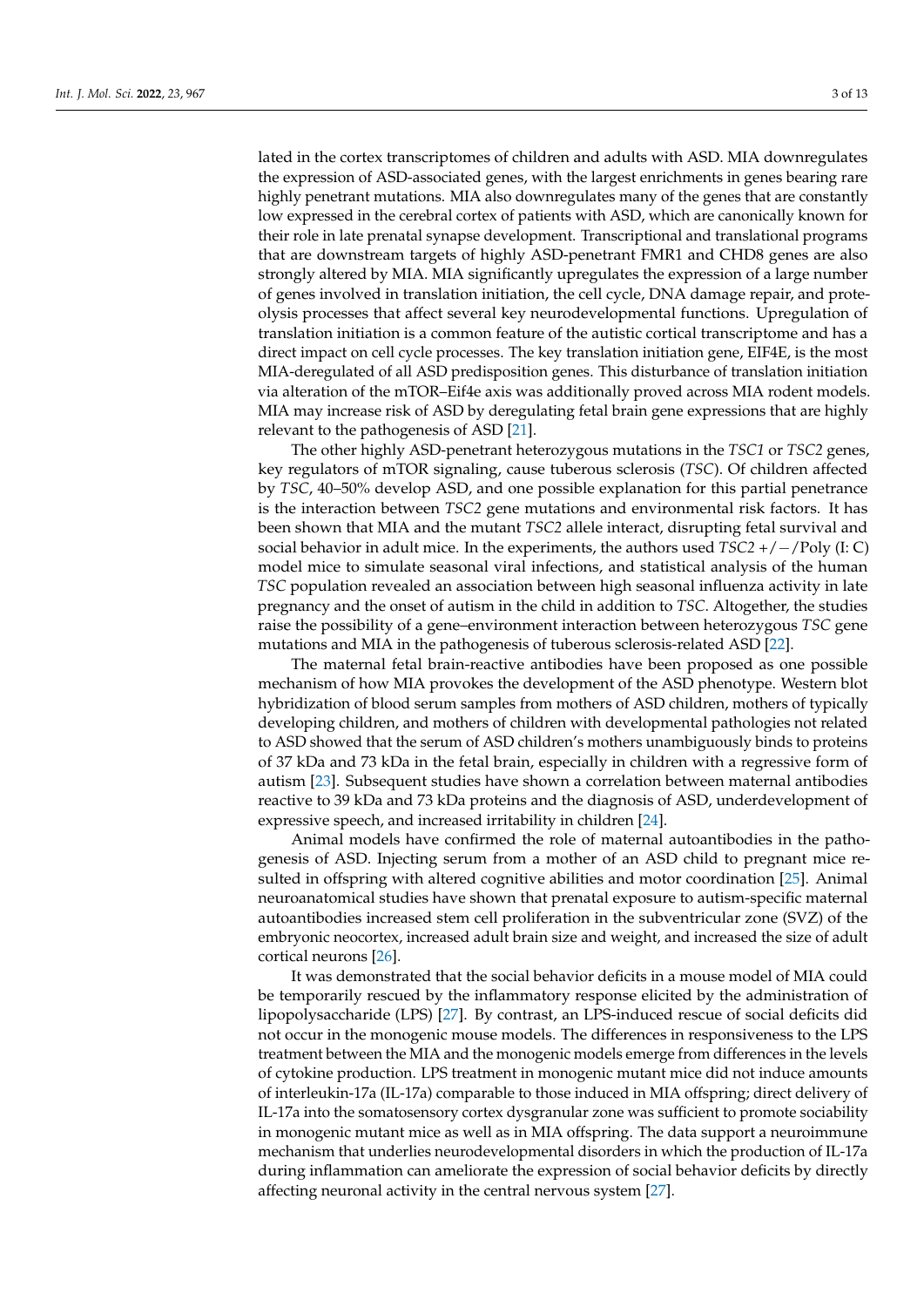lated in the cortex transcriptomes of children and adults with ASD. MIA downregulates the expression of ASD-associated genes, with the largest enrichments in genes bearing rare highly penetrant mutations. MIA also downregulates many of the genes that are constantly low expressed in the cerebral cortex of patients with ASD, which are canonically known for their role in late prenatal synapse development. Transcriptional and translational programs that are downstream targets of highly ASD-penetrant FMR1 and CHD8 genes are also strongly altered by MIA. MIA significantly upregulates the expression of a large number of genes involved in translation initiation, the cell cycle, DNA damage repair, and proteolysis processes that affect several key neurodevelopmental functions. Upregulation of translation initiation is a common feature of the autistic cortical transcriptome and has a direct impact on cell cycle processes. The key translation initiation gene, EIF4E, is the most MIA-deregulated of all ASD predisposition genes. This disturbance of translation initiation via alteration of the mTOR–Eif4e axis was additionally proved across MIA rodent models. MIA may increase risk of ASD by deregulating fetal brain gene expressions that are highly relevant to the pathogenesis of ASD [21].

The other highly ASD-penetrant heterozygous mutations in the *TSC1* or *TSC2* genes, key regulators of mTOR signaling, cause tuberous sclerosis (*TSC*). Of children affected by *TSC*, 40–50% develop ASD, and one possible explanation for this partial penetrance is the interaction between *TSC2* gene mutations and environmental risk factors. It has been shown that MIA and the mutant *TSC2* allele interact, disrupting fetal survival and social behavior in adult mice. In the experiments, the authors used *TSC2* +/−/Poly (I: C) model mice to simulate seasonal viral infections, and statistical analysis of the human *TSC* population revealed an association between high seasonal influenza activity in late pregnancy and the onset of autism in the child in addition to *TSC*. Altogether, the studies raise the possibility of a gene–environment interaction between heterozygous *TSC* gene mutations and MIA in the pathogenesis of tuberous sclerosis-related ASD [22].

The maternal fetal brain-reactive antibodies have been proposed as one possible mechanism of how MIA provokes the development of the ASD phenotype. Western blot hybridization of blood serum samples from mothers of ASD children, mothers of typically developing children, and mothers of children with developmental pathologies not related to ASD showed that the serum of ASD children's mothers unambiguously binds to proteins of 37 kDa and 73 kDa in the fetal brain, especially in children with a regressive form of autism [23]. Subsequent studies have shown a correlation between maternal antibodies reactive to 39 kDa and 73 kDa proteins and the diagnosis of ASD, underdevelopment of expressive speech, and increased irritability in children [24].

Animal models have confirmed the role of maternal autoantibodies in the pathogenesis of ASD. Injecting serum from a mother of an ASD child to pregnant mice resulted in offspring with altered cognitive abilities and motor coordination [25]. Animal neuroanatomical studies have shown that prenatal exposure to autism-specific maternal autoantibodies increased stem cell proliferation in the subventricular zone (SVZ) of the embryonic neocortex, increased adult brain size and weight, and increased the size of adult cortical neurons [26].

It was demonstrated that the social behavior deficits in a mouse model of MIA could be temporarily rescued by the inflammatory response elicited by the administration of lipopolysaccharide (LPS) [27]. By contrast, an LPS-induced rescue of social deficits did not occur in the monogenic mouse models. The differences in responsiveness to the LPS treatment between the MIA and the monogenic models emerge from differences in the levels of cytokine production. LPS treatment in monogenic mutant mice did not induce amounts of interleukin-17a (IL-17a) comparable to those induced in MIA offspring; direct delivery of IL-17a into the somatosensory cortex dysgranular zone was sufficient to promote sociability in monogenic mutant mice as well as in MIA offspring. The data support a neuroimmune mechanism that underlies neurodevelopmental disorders in which the production of IL-17a during inflammation can ameliorate the expression of social behavior deficits by directly affecting neuronal activity in the central nervous system [27].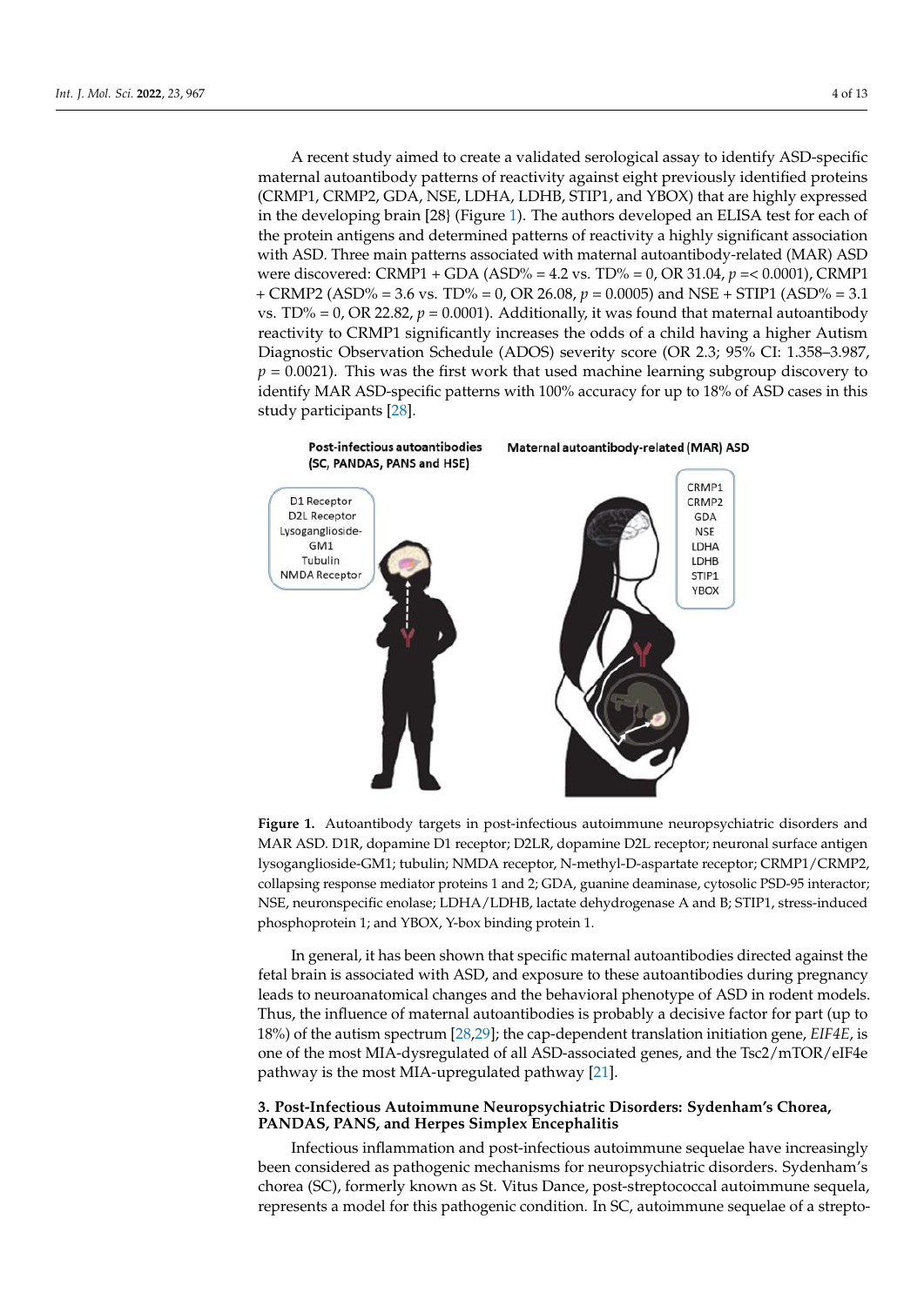A recent study aimed to create a validated serological assay to identify ASD-specific maternal autoantibody patterns of reactivity against eight previously identified proteins (CRMP1, CRMP2, GDA, NSE, LDHA, LDHB, STIP1, and YBOX) that are highly expressed in the developing brain [28} (Figure 1). The authors developed an ELISA test for each of the protein antigens and determined patterns of reactivity a highly significant association with ASD. Three main patterns associated with maternal autoantibody-related (MAR) ASD were discovered: CRMP1 + GDA (ASD% = 4.2 vs. TD% = 0, OR 31.04, $p$ =< 0.0001), CRMP1 + CRMP2 (ASD% = 3.6 vs. TD% = 0, OR 26.08, $p$ = 0.0005) and NSE + STIP1 (ASD% = 3.1 vs. TD% = 0, OR 22.82, $p$ = 0.0001). Additionally, it was found that maternal autoantibody reactivity to CRMP1 significantly increases the odds of a child having a higher Autism Diagnostic Observation Schedule (ADOS) severity score (OR 2.3; 95% CI: 1.358–3.987, $p$ = 0.0021). This was the first work that used machine learning subgroup discovery to identify MAR ASD-specific patterns with 100% accuracy for up to 18% of ASD cases in this study participants [28].

**Post-infectious autoantibodies (SC, PANDAS, PANS and HSE)** — D1 Receptor, D2L Receptor, Lysoganglioside-GM1, Tubulin, NMDA Receptor

**Maternal autoantibody-related (MAR) ASD** — CRMP1, CRMP2, GDA, NSE, LDHA, LDHB, STIP1, YBOX

**Figure 1.** Autoantibody targets in post-infectious autoimmune neuropsychiatric disorders and MAR ASD. D1R, dopamine D1 receptor; D2LR, dopamine D2L receptor; neuronal surface antigen lysoganglioside-GM1; tubulin; NMDA receptor, N-methyl-D-aspartate receptor; CRMP1/CRMP2, collapsing response mediator proteins 1 and 2; GDA, guanine deaminase, cytosolic PSD-95 interactor; NSE, neuronspecific enolase; LDHA/LDHB, lactate dehydrogenase A and B; STIP1, stress-induced phosphoprotein 1; and YBOX, Y-box binding protein 1.

In general, it has been shown that specific maternal autoantibodies directed against the fetal brain is associated with ASD, and exposure to these autoantibodies during pregnancy leads to neuroanatomical changes and the behavioral phenotype of ASD in rodent models. Thus, the influence of maternal autoantibodies is probably a decisive factor for part (up to 18%) of the autism spectrum [28,29]; the cap-dependent translation initiation gene, *EIF4E*, is one of the most MIA-dysregulated of all ASD-associated genes, and the Tsc2/mTOR/eIF4e pathway is the most MIA-upregulated pathway [21].

## 3. Post-Infectious Autoimmune Neuropsychiatric Disorders: Sydenham's Chorea, PANDAS, PANS, and Herpes Simplex Encephalitis

Infectious inflammation and post-infectious autoimmune sequelae have increasingly been considered as pathogenic mechanisms for neuropsychiatric disorders. Sydenham's chorea (SC), formerly known as St. Vitus Dance, post-streptococcal autoimmune sequela, represents a model for this pathogenic condition. In SC, autoimmune sequelae of a strepto-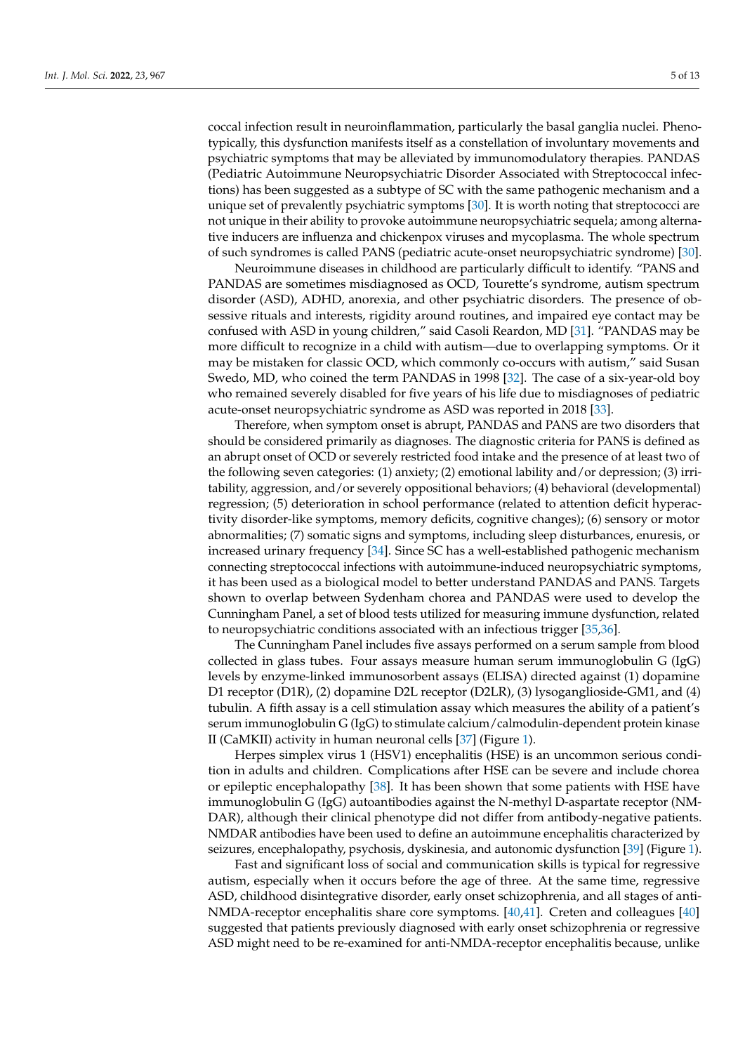coccal infection result in neuroinflammation, particularly the basal ganglia nuclei. Phenotypically, this dysfunction manifests itself as a constellation of involuntary movements and psychiatric symptoms that may be alleviated by immunomodulatory therapies. PANDAS (Pediatric Autoimmune Neuropsychiatric Disorder Associated with Streptococcal infections) has been suggested as a subtype of SC with the same pathogenic mechanism and a unique set of prevalently psychiatric symptoms [30]. It is worth noting that streptococci are not unique in their ability to provoke autoimmune neuropsychiatric sequela; among alternative inducers are influenza and chickenpox viruses and mycoplasma. The whole spectrum of such syndromes is called PANS (pediatric acute-onset neuropsychiatric syndrome) [30].

Neuroimmune diseases in childhood are particularly difficult to identify. "PANS and PANDAS are sometimes misdiagnosed as OCD, Tourette's syndrome, autism spectrum disorder (ASD), ADHD, anorexia, and other psychiatric disorders. The presence of obsessive rituals and interests, rigidity around routines, and impaired eye contact may be confused with ASD in young children," said Casoli Reardon, MD [31]. "PANDAS may be more difficult to recognize in a child with autism—due to overlapping symptoms. Or it may be mistaken for classic OCD, which commonly co-occurs with autism," said Susan Swedo, MD, who coined the term PANDAS in 1998 [32]. The case of a six-year-old boy who remained severely disabled for five years of his life due to misdiagnoses of pediatric acute-onset neuropsychiatric syndrome as ASD was reported in 2018 [33].

Therefore, when symptom onset is abrupt, PANDAS and PANS are two disorders that should be considered primarily as diagnoses. The diagnostic criteria for PANS is defined as an abrupt onset of OCD or severely restricted food intake and the presence of at least two of the following seven categories: (1) anxiety; (2) emotional lability and/or depression; (3) irritability, aggression, and/or severely oppositional behaviors; (4) behavioral (developmental) regression; (5) deterioration in school performance (related to attention deficit hyperactivity disorder-like symptoms, memory deficits, cognitive changes); (6) sensory or motor abnormalities; (7) somatic signs and symptoms, including sleep disturbances, enuresis, or increased urinary frequency [34]. Since SC has a well-established pathogenic mechanism connecting streptococcal infections with autoimmune-induced neuropsychiatric symptoms, it has been used as a biological model to better understand PANDAS and PANS. Targets shown to overlap between Sydenham chorea and PANDAS were used to develop the Cunningham Panel, a set of blood tests utilized for measuring immune dysfunction, related to neuropsychiatric conditions associated with an infectious trigger [35,36].

The Cunningham Panel includes five assays performed on a serum sample from blood collected in glass tubes. Four assays measure human serum immunoglobulin G (IgG) levels by enzyme-linked immunosorbent assays (ELISA) directed against (1) dopamine D1 receptor (D1R), (2) dopamine D2L receptor (D2LR), (3) lysoganglioside-GM1, and (4) tubulin. A fifth assay is a cell stimulation assay which measures the ability of a patient's serum immunoglobulin G (IgG) to stimulate calcium/calmodulin-dependent protein kinase II (CaMKII) activity in human neuronal cells [37] (Figure 1).

Herpes simplex virus 1 (HSV1) encephalitis (HSE) is an uncommon serious condition in adults and children. Complications after HSE can be severe and include chorea or epileptic encephalopathy [38]. It has been shown that some patients with HSE have immunoglobulin G (IgG) autoantibodies against the N-methyl D-aspartate receptor (NMDAR), although their clinical phenotype did not differ from antibody-negative patients. NMDAR antibodies have been used to define an autoimmune encephalitis characterized by seizures, encephalopathy, psychosis, dyskinesia, and autonomic dysfunction [39] (Figure 1).

Fast and significant loss of social and communication skills is typical for regressive autism, especially when it occurs before the age of three. At the same time, regressive ASD, childhood disintegrative disorder, early onset schizophrenia, and all stages of anti-NMDA-receptor encephalitis share core symptoms. [40,41]. Creten and colleagues [40] suggested that patients previously diagnosed with early onset schizophrenia or regressive ASD might need to be re-examined for anti-NMDA-receptor encephalitis because, unlike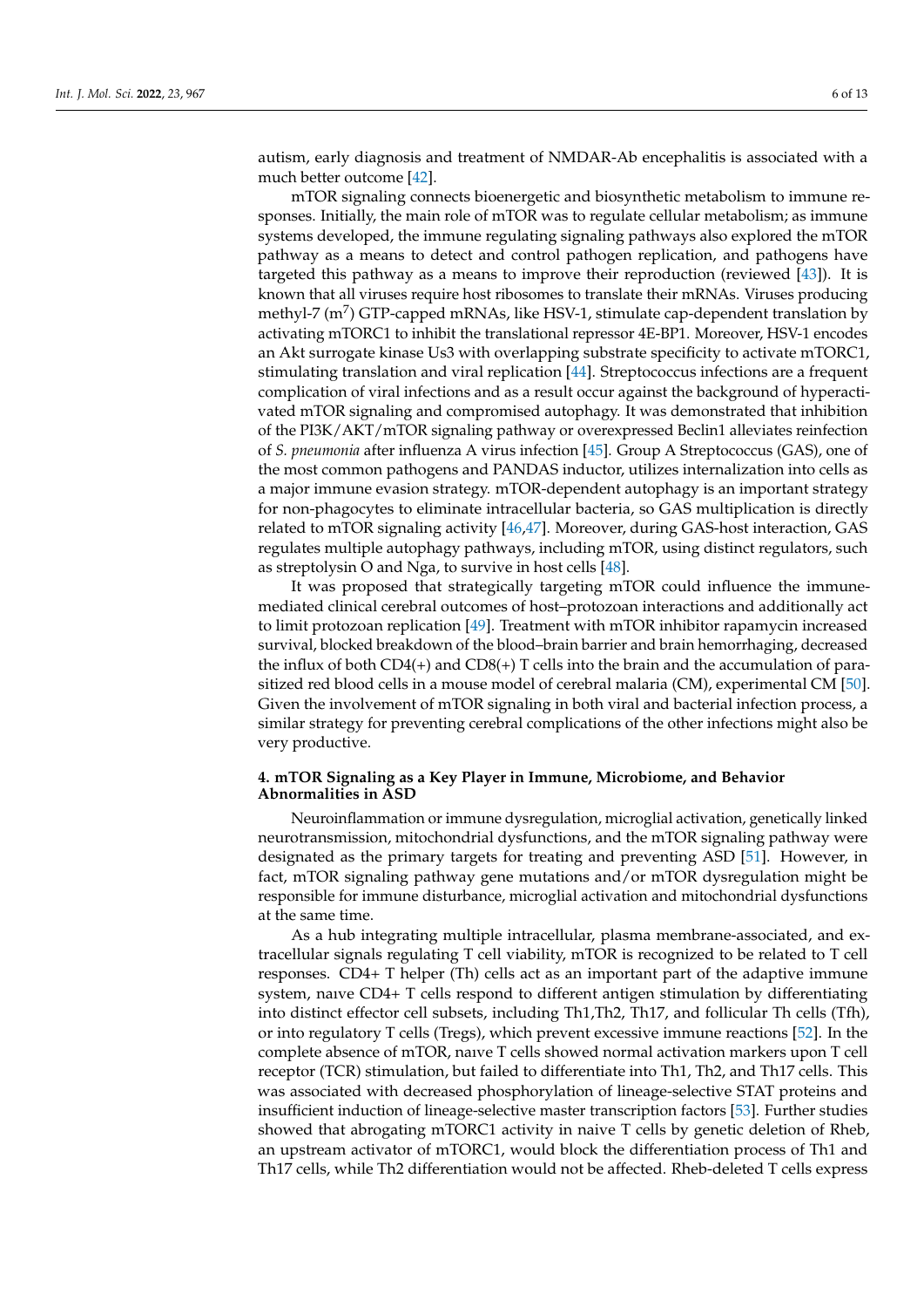autism, early diagnosis and treatment of NMDAR-Ab encephalitis is associated with a much better outcome [42].

mTOR signaling connects bioenergetic and biosynthetic metabolism to immune responses. Initially, the main role of mTOR was to regulate cellular metabolism; as immune systems developed, the immune regulating signaling pathways also explored the mTOR pathway as a means to detect and control pathogen replication, and pathogens have targeted this pathway as a means to improve their reproduction (reviewed [43]). It is known that all viruses require host ribosomes to translate their mRNAs. Viruses producing methyl-7 ($m^7$) GTP-capped mRNAs, like HSV-1, stimulate cap-dependent translation by activating mTORC1 to inhibit the translational repressor 4E-BP1. Moreover, HSV-1 encodes an Akt surrogate kinase Us3 with overlapping substrate specificity to activate mTORC1, stimulating translation and viral replication [44]. Streptococcus infections are a frequent complication of viral infections and as a result occur against the background of hyperactivated mTOR signaling and compromised autophagy. It was demonstrated that inhibition of the PI3K/AKT/mTOR signaling pathway or overexpressed Beclin1 alleviates reinfection of *S. pneumonia* after influenza A virus infection [45]. Group A Streptococcus (GAS), one of the most common pathogens and PANDAS inductor, utilizes internalization into cells as a major immune evasion strategy. mTOR-dependent autophagy is an important strategy for non-phagocytes to eliminate intracellular bacteria, so GAS multiplication is directly related to mTOR signaling activity [46,47]. Moreover, during GAS-host interaction, GAS regulates multiple autophagy pathways, including mTOR, using distinct regulators, such as streptolysin O and Nga, to survive in host cells [48].

It was proposed that strategically targeting mTOR could influence the immune-mediated clinical cerebral outcomes of host–protozoan interactions and additionally act to limit protozoan replication [49]. Treatment with mTOR inhibitor rapamycin increased survival, blocked breakdown of the blood–brain barrier and brain hemorrhaging, decreased the influx of both CD4(+) and CD8(+) T cells into the brain and the accumulation of parasitized red blood cells in a mouse model of cerebral malaria (CM), experimental CM [50]. Given the involvement of mTOR signaling in both viral and bacterial infection process, a similar strategy for preventing cerebral complications of the other infections might also be very productive.

## 4. mTOR Signaling as a Key Player in Immune, Microbiome, and Behavior Abnormalities in ASD

Neuroinflammation or immune dysregulation, microglial activation, genetically linked neurotransmission, mitochondrial dysfunctions, and the mTOR signaling pathway were designated as the primary targets for treating and preventing ASD [51]. However, in fact, mTOR signaling pathway gene mutations and/or mTOR dysregulation might be responsible for immune disturbance, microglial activation and mitochondrial dysfunctions at the same time.

As a hub integrating multiple intracellular, plasma membrane-associated, and extracellular signals regulating T cell viability, mTOR is recognized to be related to T cell responses. CD4+ T helper (Th) cells act as an important part of the adaptive immune system, naıve CD4+ T cells respond to different antigen stimulation by differentiating into distinct effector cell subsets, including Th1,Th2, Th17, and follicular Th cells (Tfh), or into regulatory T cells (Tregs), which prevent excessive immune reactions [52]. In the complete absence of mTOR, naıve T cells showed normal activation markers upon T cell receptor (TCR) stimulation, but failed to differentiate into Th1, Th2, and Th17 cells. This was associated with decreased phosphorylation of lineage-selective STAT proteins and insufficient induction of lineage-selective master transcription factors [53]. Further studies showed that abrogating mTORC1 activity in naive T cells by genetic deletion of Rheb, an upstream activator of mTORC1, would block the differentiation process of Th1 and Th17 cells, while Th2 differentiation would not be affected. Rheb-deleted T cells express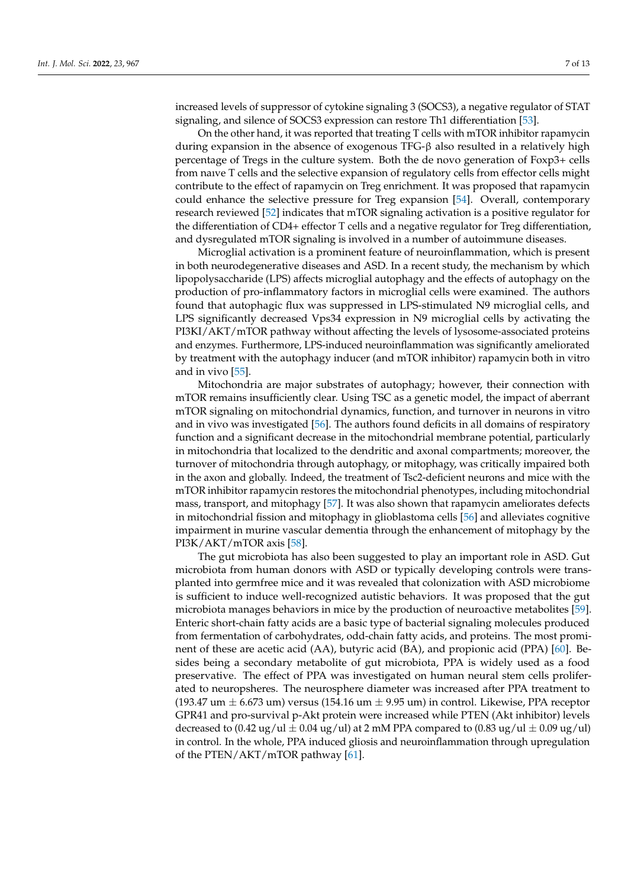increased levels of suppressor of cytokine signaling 3 (SOCS3), a negative regulator of STAT signaling, and silence of SOCS3 expression can restore Th1 differentiation [53].

On the other hand, it was reported that treating T cells with mTOR inhibitor rapamycin during expansion in the absence of exogenous TFG-β also resulted in a relatively high percentage of Tregs in the culture system. Both the de novo generation of Foxp3+ cells from naıve T cells and the selective expansion of regulatory cells from effector cells might contribute to the effect of rapamycin on Treg enrichment. It was proposed that rapamycin could enhance the selective pressure for Treg expansion [54]. Overall, contemporary research reviewed [52] indicates that mTOR signaling activation is a positive regulator for the differentiation of CD4+ effector T cells and a negative regulator for Treg differentiation, and dysregulated mTOR signaling is involved in a number of autoimmune diseases.

Microglial activation is a prominent feature of neuroinflammation, which is present in both neurodegenerative diseases and ASD. In a recent study, the mechanism by which lipopolysaccharide (LPS) affects microglial autophagy and the effects of autophagy on the production of pro-inflammatory factors in microglial cells were examined. The authors found that autophagic flux was suppressed in LPS-stimulated N9 microglial cells, and LPS significantly decreased Vps34 expression in N9 microglial cells by activating the PI3KI/AKT/mTOR pathway without affecting the levels of lysosome-associated proteins and enzymes. Furthermore, LPS-induced neuroinflammation was significantly ameliorated by treatment with the autophagy inducer (and mTOR inhibitor) rapamycin both in vitro and in vivo [55].

Mitochondria are major substrates of autophagy; however, their connection with mTOR remains insufficiently clear. Using TSC as a genetic model, the impact of aberrant mTOR signaling on mitochondrial dynamics, function, and turnover in neurons in vitro and in vivo was investigated [56]. The authors found deficits in all domains of respiratory function and a significant decrease in the mitochondrial membrane potential, particularly in mitochondria that localized to the dendritic and axonal compartments; moreover, the turnover of mitochondria through autophagy, or mitophagy, was critically impaired both in the axon and globally. Indeed, the treatment of Tsc2-deficient neurons and mice with the mTOR inhibitor rapamycin restores the mitochondrial phenotypes, including mitochondrial mass, transport, and mitophagy [57]. It was also shown that rapamycin ameliorates defects in mitochondrial fission and mitophagy in glioblastoma cells [56] and alleviates cognitive impairment in murine vascular dementia through the enhancement of mitophagy by the PI3K/AKT/mTOR axis [58].

The gut microbiota has also been suggested to play an important role in ASD. Gut microbiota from human donors with ASD or typically developing controls were transplanted into germfree mice and it was revealed that colonization with ASD microbiome is sufficient to induce well-recognized autistic behaviors. It was proposed that the gut microbiota manages behaviors in mice by the production of neuroactive metabolites [59]. Enteric short-chain fatty acids are a basic type of bacterial signaling molecules produced from fermentation of carbohydrates, odd-chain fatty acids, and proteins. The most prominent of these are acetic acid (AA), butyric acid (BA), and propionic acid (PPA) [60]. Besides being a secondary metabolite of gut microbiota, PPA is widely used as a food preservative. The effect of PPA was investigated on human neural stem cells proliferated to neuropsheres. The neurosphere diameter was increased after PPA treatment to (193.47 um $\pm$ 6.673 um) versus (154.16 um $\pm$ 9.95 um) in control. Likewise, PPA receptor GPR41 and pro-survival p-Akt protein were increased while PTEN (Akt inhibitor) levels decreased to (0.42 ug/ul $\pm$ 0.04 ug/ul) at 2 mM PPA compared to (0.83 ug/ul $\pm$ 0.09 ug/ul) in control. In the whole, PPA induced gliosis and neuroinflammation through upregulation of the PTEN/AKT/mTOR pathway [61].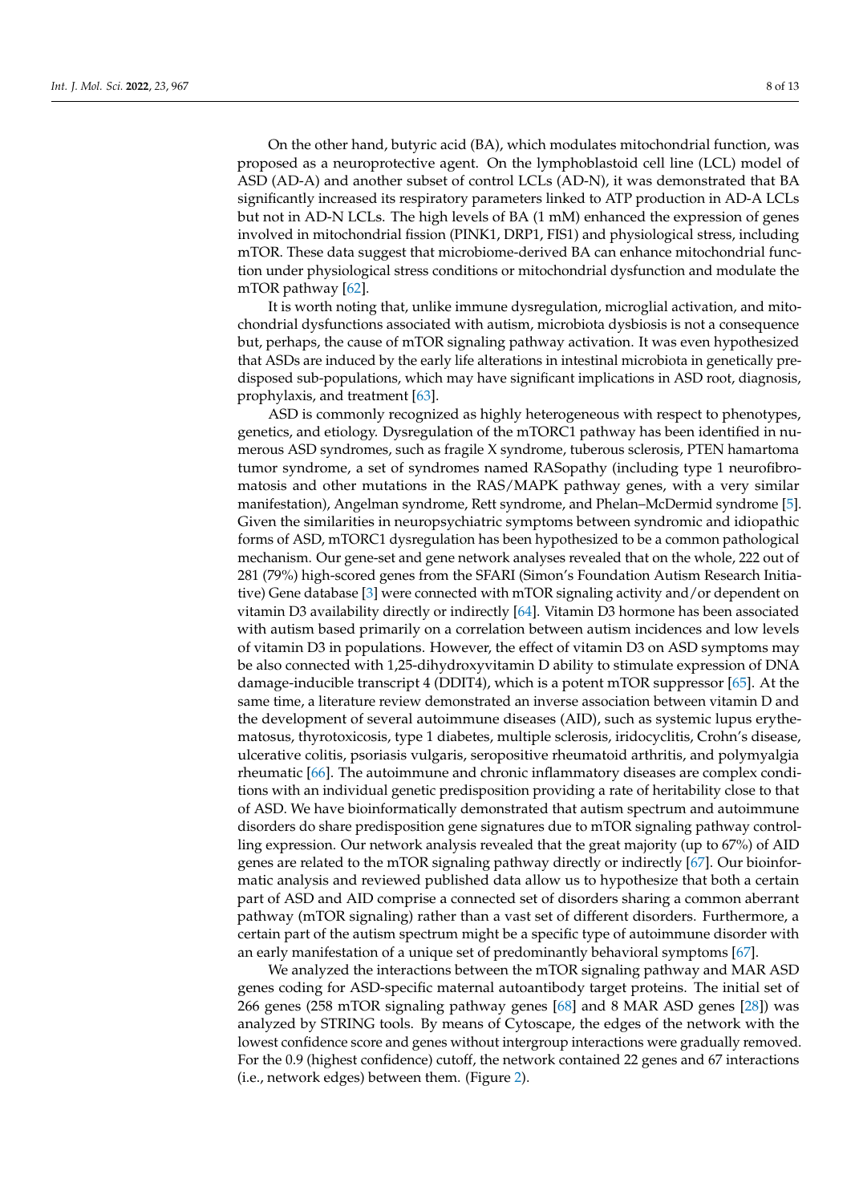On the other hand, butyric acid (BA), which modulates mitochondrial function, was proposed as a neuroprotective agent. On the lymphoblastoid cell line (LCL) model of ASD (AD-A) and another subset of control LCLs (AD-N), it was demonstrated that BA significantly increased its respiratory parameters linked to ATP production in AD-A LCLs but not in AD-N LCLs. The high levels of BA (1 mM) enhanced the expression of genes involved in mitochondrial fission (PINK1, DRP1, FIS1) and physiological stress, including mTOR. These data suggest that microbiome-derived BA can enhance mitochondrial function under physiological stress conditions or mitochondrial dysfunction and modulate the mTOR pathway [62].

It is worth noting that, unlike immune dysregulation, microglial activation, and mitochondrial dysfunctions associated with autism, microbiota dysbiosis is not a consequence but, perhaps, the cause of mTOR signaling pathway activation. It was even hypothesized that ASDs are induced by the early life alterations in intestinal microbiota in genetically predisposed sub-populations, which may have significant implications in ASD root, diagnosis, prophylaxis, and treatment [63].

ASD is commonly recognized as highly heterogeneous with respect to phenotypes, genetics, and etiology. Dysregulation of the mTORC1 pathway has been identified in numerous ASD syndromes, such as fragile X syndrome, tuberous sclerosis, PTEN hamartoma tumor syndrome, a set of syndromes named RASopathy (including type 1 neurofibromatosis and other mutations in the RAS/MAPK pathway genes, with a very similar manifestation), Angelman syndrome, Rett syndrome, and Phelan–McDermid syndrome [5]. Given the similarities in neuropsychiatric symptoms between syndromic and idiopathic forms of ASD, mTORC1 dysregulation has been hypothesized to be a common pathological mechanism. Our gene-set and gene network analyses revealed that on the whole, 222 out of 281 (79%) high-scored genes from the SFARI (Simon's Foundation Autism Research Initiative) Gene database [3] were connected with mTOR signaling activity and/or dependent on vitamin D3 availability directly or indirectly [64]. Vitamin D3 hormone has been associated with autism based primarily on a correlation between autism incidences and low levels of vitamin D3 in populations. However, the effect of vitamin D3 on ASD symptoms may be also connected with 1,25-dihydroxyvitamin D ability to stimulate expression of DNA damage-inducible transcript 4 (DDIT4), which is a potent mTOR suppressor [65]. At the same time, a literature review demonstrated an inverse association between vitamin D and the development of several autoimmune diseases (AID), such as systemic lupus erythematosus, thyrotoxicosis, type 1 diabetes, multiple sclerosis, iridocyclitis, Crohn's disease, ulcerative colitis, psoriasis vulgaris, seropositive rheumatoid arthritis, and polymyalgia rheumatic [66]. The autoimmune and chronic inflammatory diseases are complex conditions with an individual genetic predisposition providing a rate of heritability close to that of ASD. We have bioinformatically demonstrated that autism spectrum and autoimmune disorders do share predisposition gene signatures due to mTOR signaling pathway controlling expression. Our network analysis revealed that the great majority (up to 67%) of AID genes are related to the mTOR signaling pathway directly or indirectly [67]. Our bioinformatic analysis and reviewed published data allow us to hypothesize that both a certain part of ASD and AID comprise a connected set of disorders sharing a common aberrant pathway (mTOR signaling) rather than a vast set of different disorders. Furthermore, a certain part of the autism spectrum might be a specific type of autoimmune disorder with an early manifestation of a unique set of predominantly behavioral symptoms [67].

We analyzed the interactions between the mTOR signaling pathway and MAR ASD genes coding for ASD-specific maternal autoantibody target proteins. The initial set of 266 genes (258 mTOR signaling pathway genes [68] and 8 MAR ASD genes [28]) was analyzed by STRING tools. By means of Cytoscape, the edges of the network with the lowest confidence score and genes without intergroup interactions were gradually removed. For the 0.9 (highest confidence) cutoff, the network contained 22 genes and 67 interactions (i.e., network edges) between them. (Figure 2).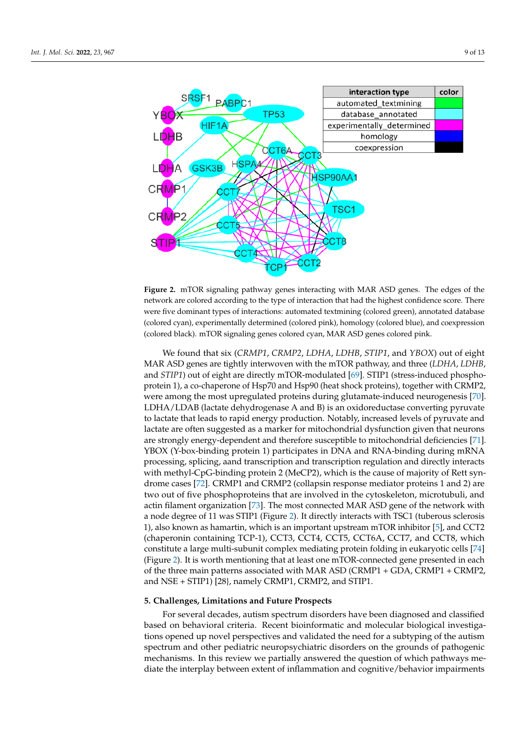**Figure 2.** mTOR signaling pathway genes interacting with MAR ASD genes. The edges of the network are colored according to the type of interaction that had the highest confidence score. There were five dominant types of interactions: automated textmining (colored green), annotated database (colored cyan), experimentally determined (colored pink), homology (colored blue), and coexpression (colored black). mTOR signaling genes colored cyan, MAR ASD genes colored pink.

We found that six (*CRMP1*, *CRMP2*, *LDHA*, *LDHB*, *STIP1*, and *YBOX*) out of eight MAR ASD genes are tightly interwoven with the mTOR pathway, and three (*LDHA*, *LDHB*, and *STIP1*) out of eight are directly mTOR-modulated [69]. STIP1 (stress-induced phosphoprotein 1), a co-chaperone of Hsp70 and Hsp90 (heat shock proteins), together with CRMP2, were among the most upregulated proteins during glutamate-induced neurogenesis [70]. LDHA/LDAB (lactate dehydrogenase A and B) is an oxidoreductase converting pyruvate to lactate that leads to rapid energy production. Notably, increased levels of pyruvate and lactate are often suggested as a marker for mitochondrial dysfunction given that neurons are strongly energy-dependent and therefore susceptible to mitochondrial deficiencies [71]. YBOX (Y-box-binding protein 1) participates in DNA and RNA-binding during mRNA processing, splicing, aand transcription and transcription regulation and directly interacts with methyl-CpG-binding protein 2 (MeCP2), which is the cause of majority of Rett syndrome cases [72]. CRMP1 and CRMP2 (collapsin response mediator proteins 1 and 2) are two out of five phosphoproteins that are involved in the cytoskeleton, microtubuli, and actin filament organization [73]. The most connected MAR ASD gene of the network with a node degree of 11 was STIP1 (Figure 2). It directly interacts with TSC1 (tuberous sclerosis 1), also known as hamartin, which is an important upstream mTOR inhibitor [5], and CCT2 (chaperonin containing TCP-1), CCT3, CCT4, CCT5, CCT6A, CCT7, and CCT8, which constitute a large multi-subunit complex mediating protein folding in eukaryotic cells [74] (Figure 2). It is worth mentioning that at least one mTOR-connected gene presented in each of the three main patterns associated with MAR ASD (CRMP1 + GDA, CRMP1 + CRMP2, and NSE + STIP1) [28}, namely CRMP1, CRMP2, and STIP1.

## 5. Challenges, Limitations and Future Prospects

For several decades, autism spectrum disorders have been diagnosed and classified based on behavioral criteria. Recent bioinformatic and molecular biological investigations opened up novel perspectives and validated the need for a subtyping of the autism spectrum and other pediatric neuropsychiatric disorders on the grounds of pathogenic mechanisms. In this review we partially answered the question of which pathways mediate the interplay between extent of inflammation and cognitive/behavior impairments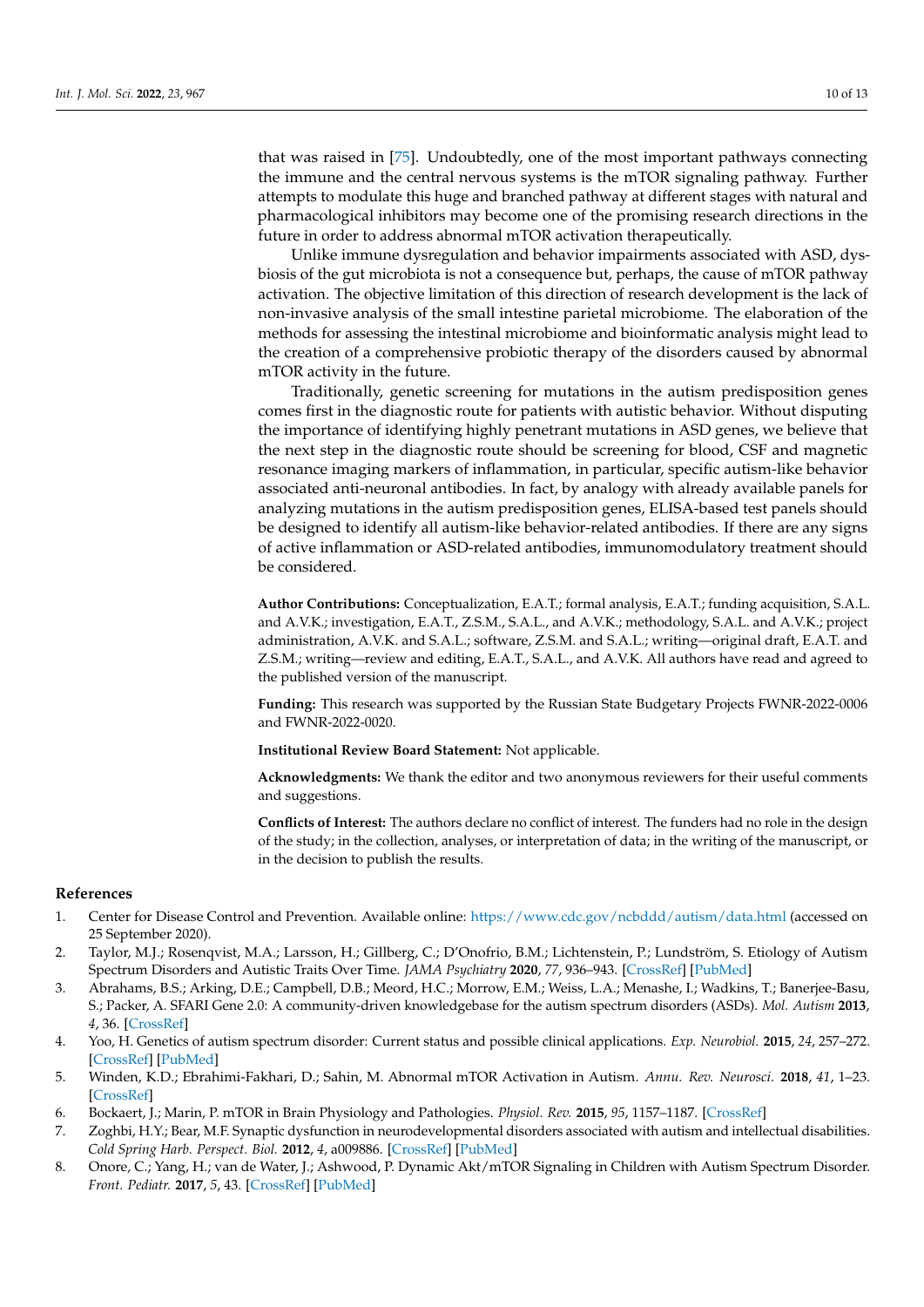that was raised in [75]. Undoubtedly, one of the most important pathways connecting the immune and the central nervous systems is the mTOR signaling pathway. Further attempts to modulate this huge and branched pathway at different stages with natural and pharmacological inhibitors may become one of the promising research directions in the future in order to address abnormal mTOR activation therapeutically.

Unlike immune dysregulation and behavior impairments associated with ASD, dysbiosis of the gut microbiota is not a consequence but, perhaps, the cause of mTOR pathway activation. The objective limitation of this direction of research development is the lack of non-invasive analysis of the small intestine parietal microbiome. The elaboration of the methods for assessing the intestinal microbiome and bioinformatic analysis might lead to the creation of a comprehensive probiotic therapy of the disorders caused by abnormal mTOR activity in the future.

Traditionally, genetic screening for mutations in the autism predisposition genes comes first in the diagnostic route for patients with autistic behavior. Without disputing the importance of identifying highly penetrant mutations in ASD genes, we believe that the next step in the diagnostic route should be screening for blood, CSF and magnetic resonance imaging markers of inflammation, in particular, specific autism-like behavior associated anti-neuronal antibodies. In fact, by analogy with already available panels for analyzing mutations in the autism predisposition genes, ELISA-based test panels should be designed to identify all autism-like behavior-related antibodies. If there are any signs of active inflammation or ASD-related antibodies, immunomodulatory treatment should be considered.

**Author Contributions:** Conceptualization, E.A.T.; formal analysis, E.A.T.; funding acquisition, S.A.L. and A.V.K.; investigation, E.A.T., Z.S.M., S.A.L., and A.V.K.; methodology, S.A.L. and A.V.K.; project administration, A.V.K. and S.A.L.; software, Z.S.M. and S.A.L.; writing—original draft, E.A.T. and Z.S.M.; writing—review and editing, E.A.T., S.A.L., and A.V.K. All authors have read and agreed to the published version of the manuscript.

**Funding:** This research was supported by the Russian State Budgetary Projects FWNR-2022-0006 and FWNR-2022-0020.

**Institutional Review Board Statement:** Not applicable.

**Acknowledgments:** We thank the editor and two anonymous reviewers for their useful comments and suggestions.

**Conflicts of Interest:** The authors declare no conflict of interest. The funders had no role in the design of the study; in the collection, analyses, or interpretation of data; in the writing of the manuscript, or in the decision to publish the results.

## References

1. Center for Disease Control and Prevention. Available online: https://www.cdc.gov/ncbddd/autism/data.html (accessed on 25 September 2020).
2. Taylor, M.J.; Rosenqvist, M.A.; Larsson, H.; Gillberg, C.; D'Onofrio, B.M.; Lichtenstein, P.; Lundström, S. Etiology of Autism Spectrum Disorders and Autistic Traits Over Time. *JAMA Psychiatry* **2020**, *77*, 936–943. [CrossRef] [PubMed]
3. Abrahams, B.S.; Arking, D.E.; Campbell, D.B.; Meord, H.C.; Morrow, E.M.; Weiss, L.A.; Menashe, I.; Wadkins, T.; Banerjee-Basu, S.; Packer, A. SFARI Gene 2.0: A community-driven knowledgebase for the autism spectrum disorders (ASDs). *Mol. Autism* **2013**, *4*, 36. [CrossRef]
4. Yoo, H. Genetics of autism spectrum disorder: Current status and possible clinical applications. *Exp. Neurobiol.* **2015**, *24*, 257–272. [CrossRef] [PubMed]
5. Winden, K.D.; Ebrahimi-Fakhari, D.; Sahin, M. Abnormal mTOR Activation in Autism. *Annu. Rev. Neurosci.* **2018**, *41*, 1–23. [CrossRef]
6. Bockaert, J.; Marin, P. mTOR in Brain Physiology and Pathologies. *Physiol. Rev.* **2015**, *95*, 1157–1187. [CrossRef]
7. Zoghbi, H.Y.; Bear, M.F. Synaptic dysfunction in neurodevelopmental disorders associated with autism and intellectual disabilities. *Cold Spring Harb. Perspect. Biol.* **2012**, *4*, a009886. [CrossRef] [PubMed]
8. Onore, C.; Yang, H.; van de Water, J.; Ashwood, P. Dynamic Akt/mTOR Signaling in Children with Autism Spectrum Disorder. *Front. Pediatr.* **2017**, *5*, 43. [CrossRef] [PubMed]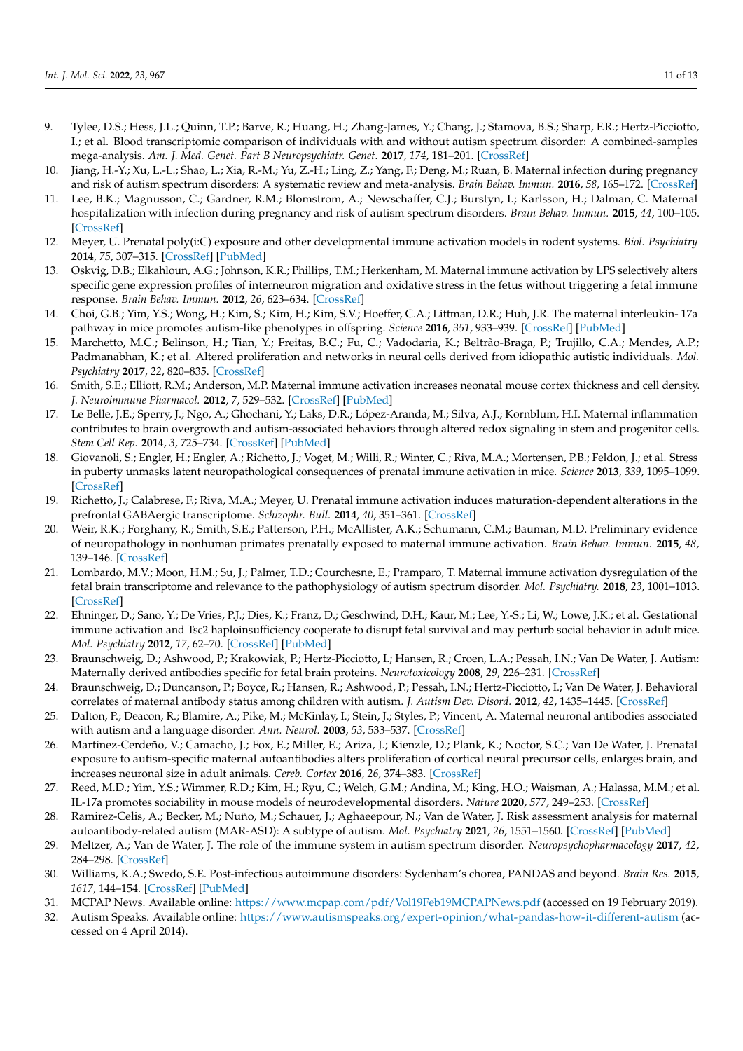9. Tylee, D.S.; Hess, J.L.; Quinn, T.P.; Barve, R.; Huang, H.; Zhang-James, Y.; Chang, J.; Stamova, B.S.; Sharp, F.R.; Hertz-Picciotto, I.; et al. Blood transcriptomic comparison of individuals with and without autism spectrum disorder: A combined-samples mega-analysis. *Am. J. Med. Genet. Part B Neuropsychiatr. Genet.* **2017**, *174*, 181–201. [CrossRef]
10. Jiang, H.-Y.; Xu, L.-L.; Shao, L.; Xia, R.-M.; Yu, Z.-H.; Ling, Z.; Yang, F.; Deng, M.; Ruan, B. Maternal infection during pregnancy and risk of autism spectrum disorders: A systematic review and meta-analysis. *Brain Behav. Immun.* **2016**, *58*, 165–172. [CrossRef]
11. Lee, B.K.; Magnusson, C.; Gardner, R.M.; Blomstrom, A.; Newschaffer, C.J.; Burstyn, I.; Karlsson, H.; Dalman, C. Maternal hospitalization with infection during pregnancy and risk of autism spectrum disorders. *Brain Behav. Immun.* **2015**, *44*, 100–105. [CrossRef]
12. Meyer, U. Prenatal poly(i:C) exposure and other developmental immune activation models in rodent systems. *Biol. Psychiatry* **2014**, *75*, 307–315. [CrossRef] [PubMed]
13. Oskvig, D.B.; Elkahloun, A.G.; Johnson, K.R.; Phillips, T.M.; Herkenham, M. Maternal immune activation by LPS selectively alters specific gene expression profiles of interneuron migration and oxidative stress in the fetus without triggering a fetal immune response. *Brain Behav. Immun.* **2012**, *26*, 623–634. [CrossRef]
14. Choi, G.B.; Yim, Y.S.; Wong, H.; Kim, S.; Kim, H.; Kim, S.V.; Hoeffer, C.A.; Littman, D.R.; Huh, J.R. The maternal interleukin- 17a pathway in mice promotes autism-like phenotypes in offspring. *Science* **2016**, *351*, 933–939. [CrossRef] [PubMed]
15. Marchetto, M.C.; Belinson, H.; Tian, Y.; Freitas, B.C.; Fu, C.; Vadodaria, K.; Beltrão-Braga, P.; Trujillo, C.A.; Mendes, A.P.; Padmanabhan, K.; et al. Altered proliferation and networks in neural cells derived from idiopathic autistic individuals. *Mol. Psychiatry* **2017**, *22*, 820–835. [CrossRef]
16. Smith, S.E.; Elliott, R.M.; Anderson, M.P. Maternal immune activation increases neonatal mouse cortex thickness and cell density. *J. Neuroimmune Pharmacol.* **2012**, *7*, 529–532. [CrossRef] [PubMed]
17. Le Belle, J.E.; Sperry, J.; Ngo, A.; Ghochani, Y.; Laks, D.R.; López-Aranda, M.; Silva, A.J.; Kornblum, H.I. Maternal inflammation contributes to brain overgrowth and autism-associated behaviors through altered redox signaling in stem and progenitor cells. *Stem Cell Rep.* **2014**, *3*, 725–734. [CrossRef] [PubMed]
18. Giovanoli, S.; Engler, H.; Engler, A.; Richetto, J.; Voget, M.; Willi, R.; Winter, C.; Riva, M.A.; Mortensen, P.B.; Feldon, J.; et al. Stress in puberty unmasks latent neuropathological consequences of prenatal immune activation in mice. *Science* **2013**, *339*, 1095–1099. [CrossRef]
19. Richetto, J.; Calabrese, F.; Riva, M.A.; Meyer, U. Prenatal immune activation induces maturation-dependent alterations in the prefrontal GABAergic transcriptome. *Schizophr. Bull.* **2014**, *40*, 351–361. [CrossRef]
20. Weir, R.K.; Forghany, R.; Smith, S.E.; Patterson, P.H.; McAllister, A.K.; Schumann, C.M.; Bauman, M.D. Preliminary evidence of neuropathology in nonhuman primates prenatally exposed to maternal immune activation. *Brain Behav. Immun.* **2015**, *48*, 139–146. [CrossRef]
21. Lombardo, M.V.; Moon, H.M.; Su, J.; Palmer, T.D.; Courchesne, E.; Pramparo, T. Maternal immune activation dysregulation of the fetal brain transcriptome and relevance to the pathophysiology of autism spectrum disorder. *Mol. Psychiatry.* **2018**, *23*, 1001–1013. [CrossRef]
22. Ehninger, D.; Sano, Y.; De Vries, P.J.; Dies, K.; Franz, D.; Geschwind, D.H.; Kaur, M.; Lee, Y.-S.; Li, W.; Lowe, J.K.; et al. Gestational immune activation and Tsc2 haploinsufficiency cooperate to disrupt fetal survival and may perturb social behavior in adult mice. *Mol. Psychiatry* **2012**, *17*, 62–70. [CrossRef] [PubMed]
23. Braunschweig, D.; Ashwood, P.; Krakowiak, P.; Hertz-Picciotto, I.; Hansen, R.; Croen, L.A.; Pessah, I.N.; Van De Water, J. Autism: Maternally derived antibodies specific for fetal brain proteins. *Neurotoxicology* **2008**, *29*, 226–231. [CrossRef]
24. Braunschweig, D.; Duncanson, P.; Boyce, R.; Hansen, R.; Ashwood, P.; Pessah, I.N.; Hertz-Picciotto, I.; Van De Water, J. Behavioral correlates of maternal antibody status among children with autism. *J. Autism Dev. Disord.* **2012**, *42*, 1435–1445. [CrossRef]
25. Dalton, P.; Deacon, R.; Blamire, A.; Pike, M.; McKinlay, I.; Stein, J.; Styles, P.; Vincent, A. Maternal neuronal antibodies associated with autism and a language disorder. *Ann. Neurol.* **2003**, *53*, 533–537. [CrossRef]
26. Martínez-Cerdeño, V.; Camacho, J.; Fox, E.; Miller, E.; Ariza, J.; Kienzle, D.; Plank, K.; Noctor, S.C.; Van De Water, J. Prenatal exposure to autism-specific maternal autoantibodies alters proliferation of cortical neural precursor cells, enlarges brain, and increases neuronal size in adult animals. *Cereb. Cortex* **2016**, *26*, 374–383. [CrossRef]
27. Reed, M.D.; Yim, Y.S.; Wimmer, R.D.; Kim, H.; Ryu, C.; Welch, G.M.; Andina, M.; King, H.O.; Waisman, A.; Halassa, M.M.; et al. IL-17a promotes sociability in mouse models of neurodevelopmental disorders. *Nature* **2020**, *577*, 249–253. [CrossRef]
28. Ramirez-Celis, A.; Becker, M.; Nuño, M.; Schauer, J.; Aghaeepour, N.; Van de Water, J. Risk assessment analysis for maternal autoantibody-related autism (MAR-ASD): A subtype of autism. *Mol. Psychiatry* **2021**, *26*, 1551–1560. [CrossRef] [PubMed]
29. Meltzer, A.; Van de Water, J. The role of the immune system in autism spectrum disorder. *Neuropsychopharmacology* **2017**, *42*, 284–298. [CrossRef]
30. Williams, K.A.; Swedo, S.E. Post-infectious autoimmune disorders: Sydenham's chorea, PANDAS and beyond. *Brain Res.* **2015**, *1617*, 144–154. [CrossRef] [PubMed]
31. MCPAP News. Available online: https://www.mcpap.com/pdf/Vol19Feb19MCPAPNews.pdf (accessed on 19 February 2019).
32. Autism Speaks. Available online: https://www.autismspeaks.org/expert-opinion/what-pandas-how-it-different-autism (accessed on 4 April 2014).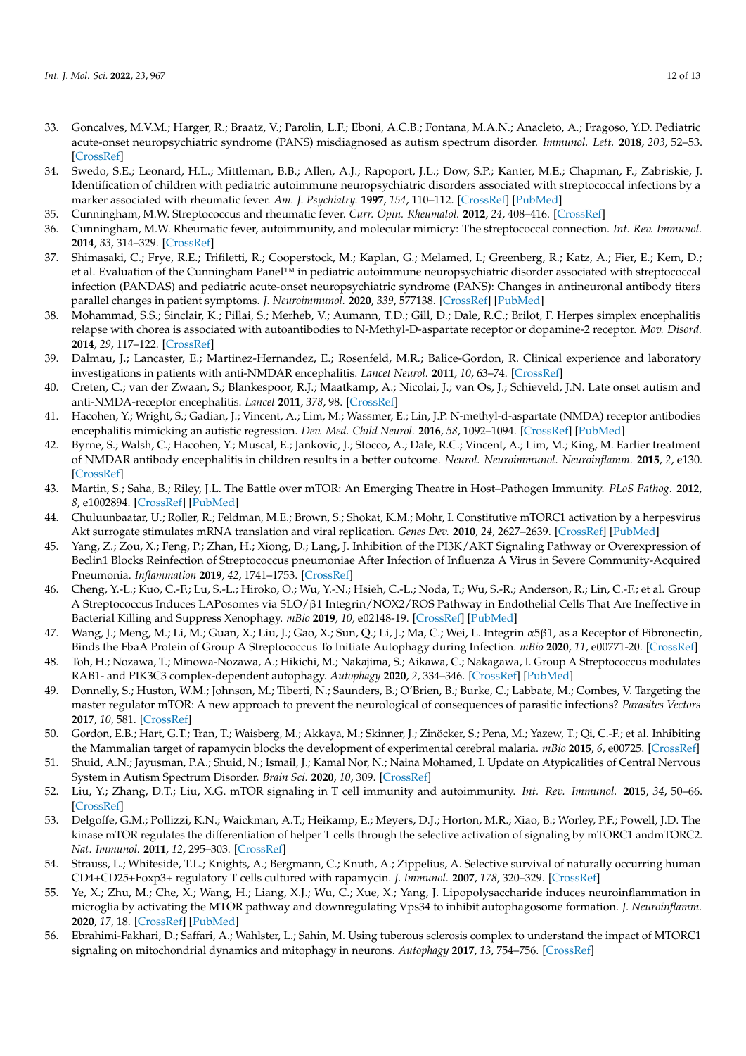33. Goncalves, M.V.M.; Harger, R.; Braatz, V.; Parolin, L.F.; Eboni, A.C.B.; Fontana, M.A.N.; Anacleto, A.; Fragoso, Y.D. Pediatric acute-onset neuropsychiatric syndrome (PANS) misdiagnosed as autism spectrum disorder. *Immunol. Lett.* **2018**, *203*, 52–53. [CrossRef]
34. Swedo, S.E.; Leonard, H.L.; Mittleman, B.B.; Allen, A.J.; Rapoport, J.L.; Dow, S.P.; Kanter, M.E.; Chapman, F.; Zabriskie, J. Identification of children with pediatric autoimmune neuropsychiatric disorders associated with streptococcal infections by a marker associated with rheumatic fever. *Am. J. Psychiatry.* **1997**, *154*, 110–112. [CrossRef] [PubMed]
35. Cunningham, M.W. Streptococcus and rheumatic fever. *Curr. Opin. Rheumatol.* **2012**, *24*, 408–416. [CrossRef]
36. Cunningham, M.W. Rheumatic fever, autoimmunity, and molecular mimicry: The streptococcal connection. *Int. Rev. Immunol.* **2014**, *33*, 314–329. [CrossRef]
37. Shimasaki, C.; Frye, R.E.; Trifiletti, R.; Cooperstock, M.; Kaplan, G.; Melamed, I.; Greenberg, R.; Katz, A.; Fier, E.; Kem, D.; et al. Evaluation of the Cunningham Panel™ in pediatric autoimmune neuropsychiatric disorder associated with streptococcal infection (PANDAS) and pediatric acute-onset neuropsychiatric syndrome (PANS): Changes in antineuronal antibody titers parallel changes in patient symptoms. *J. Neuroimmunol.* **2020**, *339*, 577138. [CrossRef] [PubMed]
38. Mohammad, S.S.; Sinclair, K.; Pillai, S.; Merheb, V.; Aumann, T.D.; Gill, D.; Dale, R.C.; Brilot, F. Herpes simplex encephalitis relapse with chorea is associated with autoantibodies to N-Methyl-D-aspartate receptor or dopamine-2 receptor. *Mov. Disord.* **2014**, *29*, 117–122. [CrossRef]
39. Dalmau, J.; Lancaster, E.; Martinez-Hernandez, E.; Rosenfeld, M.R.; Balice-Gordon, R. Clinical experience and laboratory investigations in patients with anti-NMDAR encephalitis. *Lancet Neurol.* **2011**, *10*, 63–74. [CrossRef]
40. Creten, C.; van der Zwaan, S.; Blankespoor, R.J.; Maatkamp, A.; Nicolai, J.; van Os, J.; Schieveld, J.N. Late onset autism and anti-NMDA-receptor encephalitis. *Lancet* **2011**, *378*, 98. [CrossRef]
41. Hacohen, Y.; Wright, S.; Gadian, J.; Vincent, A.; Lim, M.; Wassmer, E.; Lin, J.P. N-methyl-d-aspartate (NMDA) receptor antibodies encephalitis mimicking an autistic regression. *Dev. Med. Child Neurol.* **2016**, *58*, 1092–1094. [CrossRef] [PubMed]
42. Byrne, S.; Walsh, C.; Hacohen, Y.; Muscal, E.; Jankovic, J.; Stocco, A.; Dale, R.C.; Vincent, A.; Lim, M.; King, M. Earlier treatment of NMDAR antibody encephalitis in children results in a better outcome. *Neurol. Neuroimmunol. Neuroinflamm.* **2015**, *2*, e130. [CrossRef]
43. Martin, S.; Saha, B.; Riley, J.L. The Battle over mTOR: An Emerging Theatre in Host–Pathogen Immunity. *PLoS Pathog.* **2012**, *8*, e1002894. [CrossRef] [PubMed]
44. Chuluunbaatar, U.; Roller, R.; Feldman, M.E.; Brown, S.; Shokat, K.M.; Mohr, I. Constitutive mTORC1 activation by a herpesvirus Akt surrogate stimulates mRNA translation and viral replication. *Genes Dev.* **2010**, *24*, 2627–2639. [CrossRef] [PubMed]
45. Yang, Z.; Zou, X.; Feng, P.; Zhan, H.; Xiong, D.; Lang, J. Inhibition of the PI3K/AKT Signaling Pathway or Overexpression of Beclin1 Blocks Reinfection of Streptococcus pneumoniae After Infection of Influenza A Virus in Severe Community-Acquired Pneumonia. *Inflammation* **2019**, *42*, 1741–1753. [CrossRef]
46. Cheng, Y.-L.; Kuo, C.-F.; Lu, S.-L.; Hiroko, O.; Wu, Y.-N.; Hsieh, C.-L.; Noda, T.; Wu, S.-R.; Anderson, R.; Lin, C.-F.; et al. Group A Streptococcus Induces LAPosomes via SLO/β1 Integrin/NOX2/ROS Pathway in Endothelial Cells That Are Ineffective in Bacterial Killing and Suppress Xenophagy. *mBio* **2019**, *10*, e02148-19. [CrossRef] [PubMed]
47. Wang, J.; Meng, M.; Li, M.; Guan, X.; Liu, J.; Gao, X.; Sun, Q.; Li, J.; Ma, C.; Wei, L. Integrin α5β1, as a Receptor of Fibronectin, Binds the FbaA Protein of Group A Streptococcus To Initiate Autophagy during Infection. *mBio* **2020**, *11*, e00771-20. [CrossRef]
48. Toh, H.; Nozawa, T.; Minowa-Nozawa, A.; Hikichi, M.; Nakajima, S.; Aikawa, C.; Nakagawa, I. Group A Streptococcus modulates RAB1- and PIK3C3 complex-dependent autophagy. *Autophagy* **2020**, *2*, 334–346. [CrossRef] [PubMed]
49. Donnelly, S.; Huston, W.M.; Johnson, M.; Tiberti, N.; Saunders, B.; O'Brien, B.; Burke, C.; Labbate, M.; Combes, V. Targeting the master regulator mTOR: A new approach to prevent the neurological of consequences of parasitic infections? *Parasites Vectors* **2017**, *10*, 581. [CrossRef]
50. Gordon, E.B.; Hart, G.T.; Tran, T.; Waisberg, M.; Akkaya, M.; Skinner, J.; Zinöcker, S.; Pena, M.; Yazew, T.; Qi, C.-F.; et al. Inhibiting the Mammalian target of rapamycin blocks the development of experimental cerebral malaria. *mBio* **2015**, *6*, e00725. [CrossRef]
51. Shuid, A.N.; Jayusman, P.A.; Shuid, N.; Ismail, J.; Kamal Nor, N.; Naina Mohamed, I. Update on Atypicalities of Central Nervous System in Autism Spectrum Disorder. *Brain Sci.* **2020**, *10*, 309. [CrossRef]
52. Liu, Y.; Zhang, D.T.; Liu, X.G. mTOR signaling in T cell immunity and autoimmunity. *Int. Rev. Immunol.* **2015**, *34*, 50–66. [CrossRef]
53. Delgoffe, G.M.; Pollizzi, K.N.; Waickman, A.T.; Heikamp, E.; Meyers, D.J.; Horton, M.R.; Xiao, B.; Worley, P.F.; Powell, J.D. The kinase mTOR regulates the differentiation of helper T cells through the selective activation of signaling by mTORC1 andmTORC2. *Nat. Immunol.* **2011**, *12*, 295–303. [CrossRef]
54. Strauss, L.; Whiteside, T.L.; Knights, A.; Bergmann, C.; Knuth, A.; Zippelius, A. Selective survival of naturally occurring human CD4+CD25+Foxp3+ regulatory T cells cultured with rapamycin. *J. Immunol.* **2007**, *178*, 320–329. [CrossRef]
55. Ye, X.; Zhu, M.; Che, X.; Wang, H.; Liang, X.J.; Wu, C.; Xue, X.; Yang, J. Lipopolysaccharide induces neuroinflammation in microglia by activating the MTOR pathway and downregulating Vps34 to inhibit autophagosome formation. *J. Neuroinflamm.* **2020**, *17*, 18. [CrossRef] [PubMed]
56. Ebrahimi-Fakhari, D.; Saffari, A.; Wahlster, L.; Sahin, M. Using tuberous sclerosis complex to understand the impact of MTORC1 signaling on mitochondrial dynamics and mitophagy in neurons. *Autophagy* **2017**, *13*, 754–756. [CrossRef]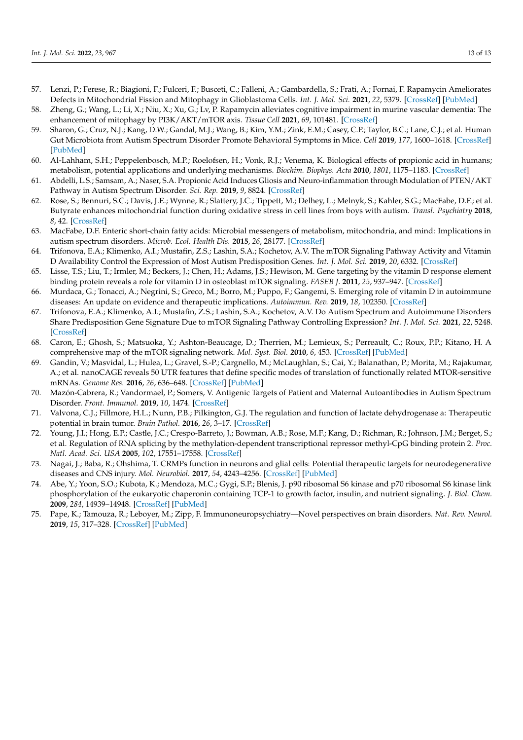57. Lenzi, P.; Ferese, R.; Biagioni, F.; Fulceri, F.; Busceti, C.; Falleni, A.; Gambardella, S.; Frati, A.; Fornai, F. Rapamycin Ameliorates Defects in Mitochondrial Fission and Mitophagy in Glioblastoma Cells. *Int. J. Mol. Sci.* **2021**, *22*, 5379. [CrossRef] [PubMed]
58. Zheng, G.; Wang, L.; Li, X.; Niu, X.; Xu, G.; Lv, P. Rapamycin alleviates cognitive impairment in murine vascular dementia: The enhancement of mitophagy by PI3K/AKT/mTOR axis. *Tissue Cell* **2021**, *69*, 101481. [CrossRef]
59. Sharon, G.; Cruz, N.J.; Kang, D.W.; Gandal, M.J.; Wang, B.; Kim, Y.M.; Zink, E.M.; Casey, C.P.; Taylor, B.C.; Lane, C.J.; et al. Human Gut Microbiota from Autism Spectrum Disorder Promote Behavioral Symptoms in Mice. *Cell* **2019**, *177*, 1600–1618. [CrossRef] [PubMed]
60. Al-Lahham, S.H.; Peppelenbosch, M.P.; Roelofsen, H.; Vonk, R.J.; Venema, K. Biological effects of propionic acid in humans; metabolism, potential applications and underlying mechanisms. *Biochim. Biophys. Acta* **2010**, *1801*, 1175–1183. [CrossRef]
61. Abdelli, L.S.; Samsam, A.; Naser, S.A. Propionic Acid Induces Gliosis and Neuro-inflammation through Modulation of PTEN/AKT Pathway in Autism Spectrum Disorder. *Sci. Rep.* **2019**, *9*, 8824. [CrossRef]
62. Rose, S.; Bennuri, S.C.; Davis, J.E.; Wynne, R.; Slattery, J.C.; Tippett, M.; Delhey, L.; Melnyk, S.; Kahler, S.G.; MacFabe, D.F.; et al. Butyrate enhances mitochondrial function during oxidative stress in cell lines from boys with autism. *Transl. Psychiatry* **2018**, *8*, 42. [CrossRef]
63. MacFabe, D.F. Enteric short-chain fatty acids: Microbial messengers of metabolism, mitochondria, and mind: Implications in autism spectrum disorders. *Microb. Ecol. Health Dis.* **2015**, *26*, 28177. [CrossRef]
64. Trifonova, E.A.; Klimenko, A.I.; Mustafin, Z.S.; Lashin, S.A.; Kochetov, A.V. The mTOR Signaling Pathway Activity and Vitamin D Availability Control the Expression of Most Autism Predisposition Genes. *Int. J. Mol. Sci.* **2019**, *20*, 6332. [CrossRef]
65. Lisse, T.S.; Liu, T.; Irmler, M.; Beckers, J.; Chen, H.; Adams, J.S.; Hewison, M. Gene targeting by the vitamin D response element binding protein reveals a role for vitamin D in osteoblast mTOR signaling. *FASEB J.* **2011**, *25*, 937–947. [CrossRef]
66. Murdaca, G.; Tonacci, A.; Negrini, S.; Greco, M.; Borro, M.; Puppo, F.; Gangemi, S. Emerging role of vitamin D in autoimmune diseases: An update on evidence and therapeutic implications. *Autoimmun. Rev.* **2019**, *18*, 102350. [CrossRef]
67. Trifonova, E.A.; Klimenko, A.I.; Mustafin, Z.S.; Lashin, S.A.; Kochetov, A.V. Do Autism Spectrum and Autoimmune Disorders Share Predisposition Gene Signature Due to mTOR Signaling Pathway Controlling Expression? *Int. J. Mol. Sci.* **2021**, *22*, 5248. [CrossRef]
68. Caron, E.; Ghosh, S.; Matsuoka, Y.; Ashton-Beaucage, D.; Therrien, M.; Lemieux, S.; Perreault, C.; Roux, P.P.; Kitano, H. A comprehensive map of the mTOR signaling network. *Mol. Syst. Biol.* **2010**, *6*, 453. [CrossRef] [PubMed]
69. Gandin, V.; Masvidal, L.; Hulea, L.; Gravel, S.-P.; Cargnello, M.; McLaughlan, S.; Cai, Y.; Balanathan, P.; Morita, M.; Rajakumar, A.; et al. nanoCAGE reveals 50 UTR features that define specific modes of translation of functionally related MTOR-sensitive mRNAs. *Genome Res.* **2016**, *26*, 636–648. [CrossRef] [PubMed]
70. Mazón-Cabrera, R.; Vandormael, P.; Somers, V. Antigenic Targets of Patient and Maternal Autoantibodies in Autism Spectrum Disorder. *Front. Immunol.* **2019**, *10*, 1474. [CrossRef]
71. Valvona, C.J.; Fillmore, H.L.; Nunn, P.B.; Pilkington, G.J. The regulation and function of lactate dehydrogenase a: Therapeutic potential in brain tumor. *Brain Pathol.* **2016**, *26*, 3–17. [CrossRef]
72. Young, J.I.; Hong, E.P.; Castle, J.C.; Crespo-Barreto, J.; Bowman, A.B.; Rose, M.F.; Kang, D.; Richman, R.; Johnson, J.M.; Berget, S.; et al. Regulation of RNA splicing by the methylation-dependent transcriptional repressor methyl-CpG binding protein 2. *Proc. Natl. Acad. Sci. USA* **2005**, *102*, 17551–17558. [CrossRef]
73. Nagai, J.; Baba, R.; Ohshima, T. CRMPs function in neurons and glial cells: Potential therapeutic targets for neurodegenerative diseases and CNS injury. *Mol. Neurobiol.* **2017**, *54*, 4243–4256. [CrossRef] [PubMed]
74. Abe, Y.; Yoon, S.O.; Kubota, K.; Mendoza, M.C.; Gygi, S.P.; Blenis, J. p90 ribosomal S6 kinase and p70 ribosomal S6 kinase link phosphorylation of the eukaryotic chaperonin containing TCP-1 to growth factor, insulin, and nutrient signaling. *J. Biol. Chem.* **2009**, *284*, 14939–14948. [CrossRef] [PubMed]
75. Pape, K.; Tamouza, R.; Leboyer, M.; Zipp, F. Immunoneuropsychiatry—Novel perspectives on brain disorders. *Nat. Rev. Neurol.* **2019**, *15*, 317–328. [CrossRef] [PubMed]